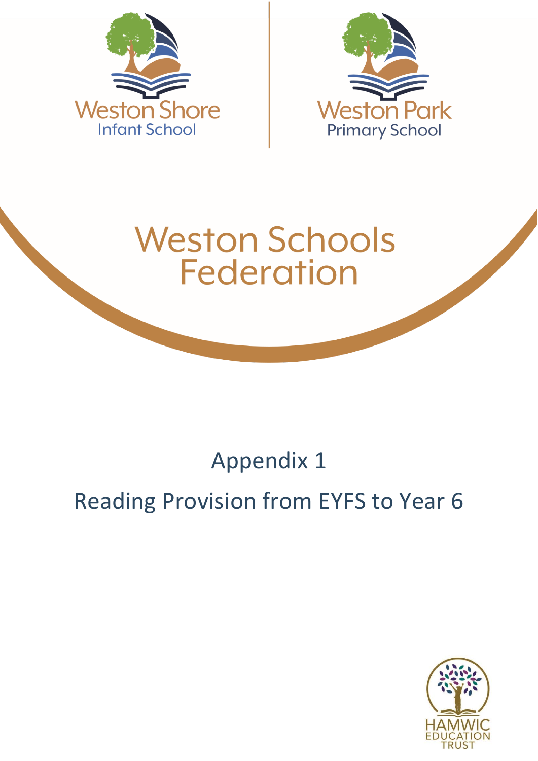Weston Shore
Infant School

Weston Park
Primary School

# Weston Schools Federation

## Appendix 1

## Reading Provision from EYFS to Year 6

HAMWIC
EDUCATION
TRUST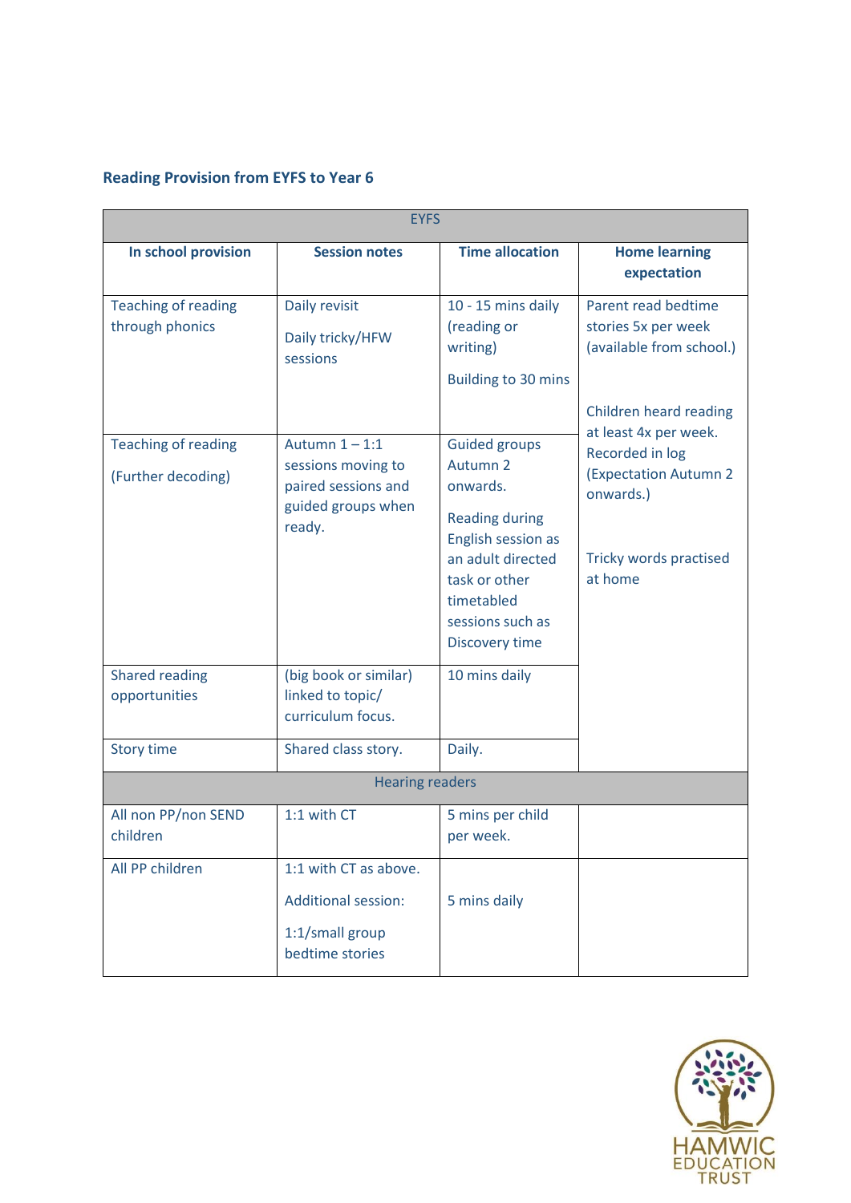### Reading Provision from EYFS to Year 6

| EYFS | | | |
|---|---|---|---|
| **In school provision** | **Session notes** | **Time allocation** | **Home learning expectation** |
| Teaching of reading through phonics | Daily revisit<br><br>Daily tricky/HFW sessions | 10 - 15 mins daily (reading or writing)<br><br>Building to 30 mins | Parent read bedtime stories 5x per week (available from school.)<br><br>Children heard reading at least 4x per week. Recorded in log (Expectation Autumn 2 onwards.)<br><br>Tricky words practised at home |
| Teaching of reading<br><br>(Further decoding) | Autumn 1 – 1:1 sessions moving to paired sessions and guided groups when ready. | Guided groups Autumn 2 onwards.<br><br>Reading during English session as an adult directed task or other timetabled sessions such as Discovery time | |
| Shared reading opportunities | (big book or similar) linked to topic/ curriculum focus. | 10 mins daily | |
| Story time | Shared class story. | Daily. | |
| Hearing readers | | | |
| All non PP/non SEND children | 1:1 with CT | 5 mins per child per week. | |
| All PP children | 1:1 with CT as above.<br><br>Additional session:<br><br>1:1/small group bedtime stories | 5 mins daily | |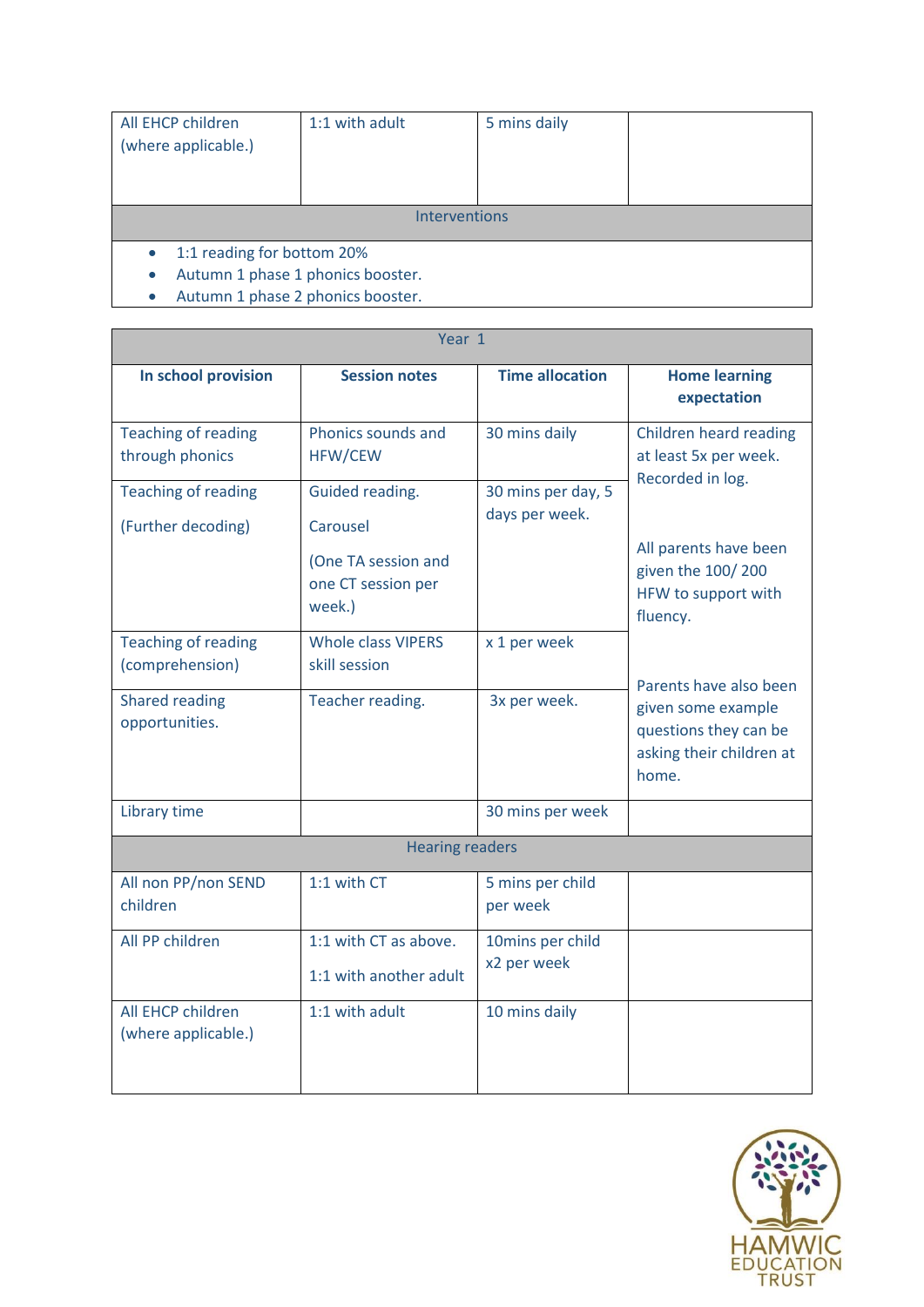| All EHCP children (where applicable.) | 1:1 with adult | 5 mins daily | |
|---|---|---|---|
| Interventions | | | |

- 1:1 reading for bottom 20%
- Autumn 1 phase 1 phonics booster.
- Autumn 1 phase 2 phonics booster.

| Year 1 | | | |
|---|---|---|---|
| **In school provision** | **Session notes** | **Time allocation** | **Home learning expectation** |
| Teaching of reading through phonics | Phonics sounds and HFW/CEW | 30 mins daily | Children heard reading at least 5x per week. Recorded in log.<br><br>All parents have been given the 100/ 200 HFW to support with fluency.<br><br>Parents have also been given some example questions they can be asking their children at home. |
| Teaching of reading<br><br>(Further decoding) | Guided reading.<br><br>Carousel<br><br>(One TA session and one CT session per week.) | 30 mins per day, 5 days per week. | |
| Teaching of reading (comprehension) | Whole class VIPERS skill session | x 1 per week | |
| Shared reading opportunities. | Teacher reading. | 3x per week. | |
| Library time | | 30 mins per week | |
| Hearing readers | | | |
| All non PP/non SEND children | 1:1 with CT | 5 mins per child per week | |
| All PP children | 1:1 with CT as above.<br><br>1:1 with another adult | 10mins per child x2 per week | |
| All EHCP children (where applicable.) | 1:1 with adult | 10 mins daily | |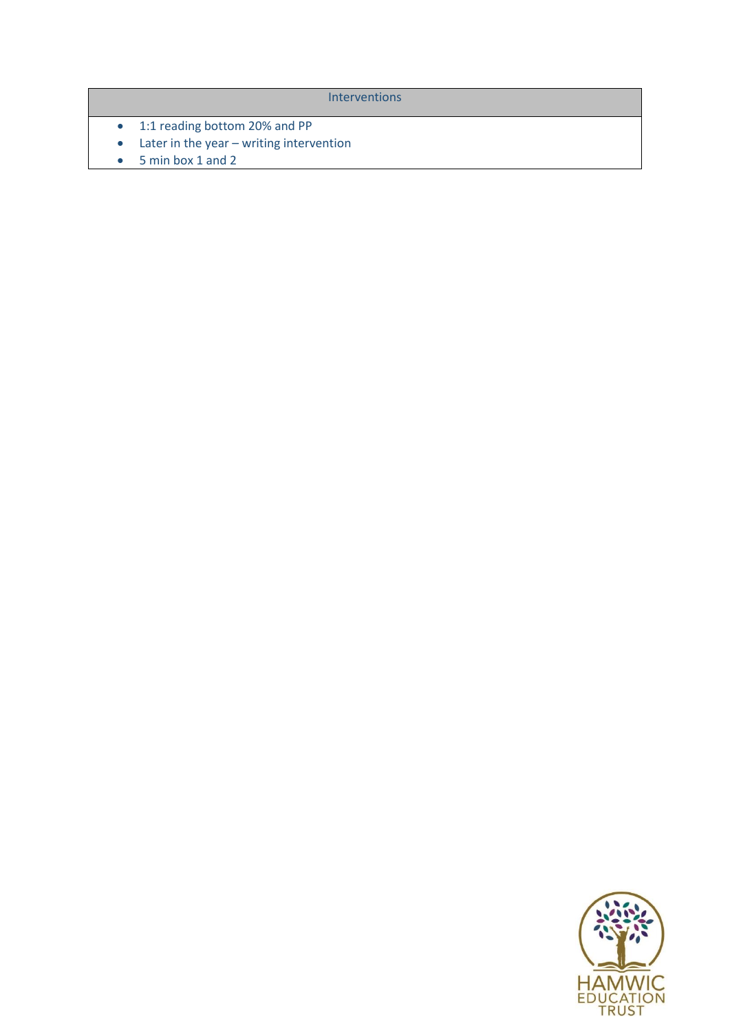| Interventions |
| --- |
| • 1:1 reading bottom 20% and PP<br>• Later in the year – writing intervention<br>• 5 min box 1 and 2 |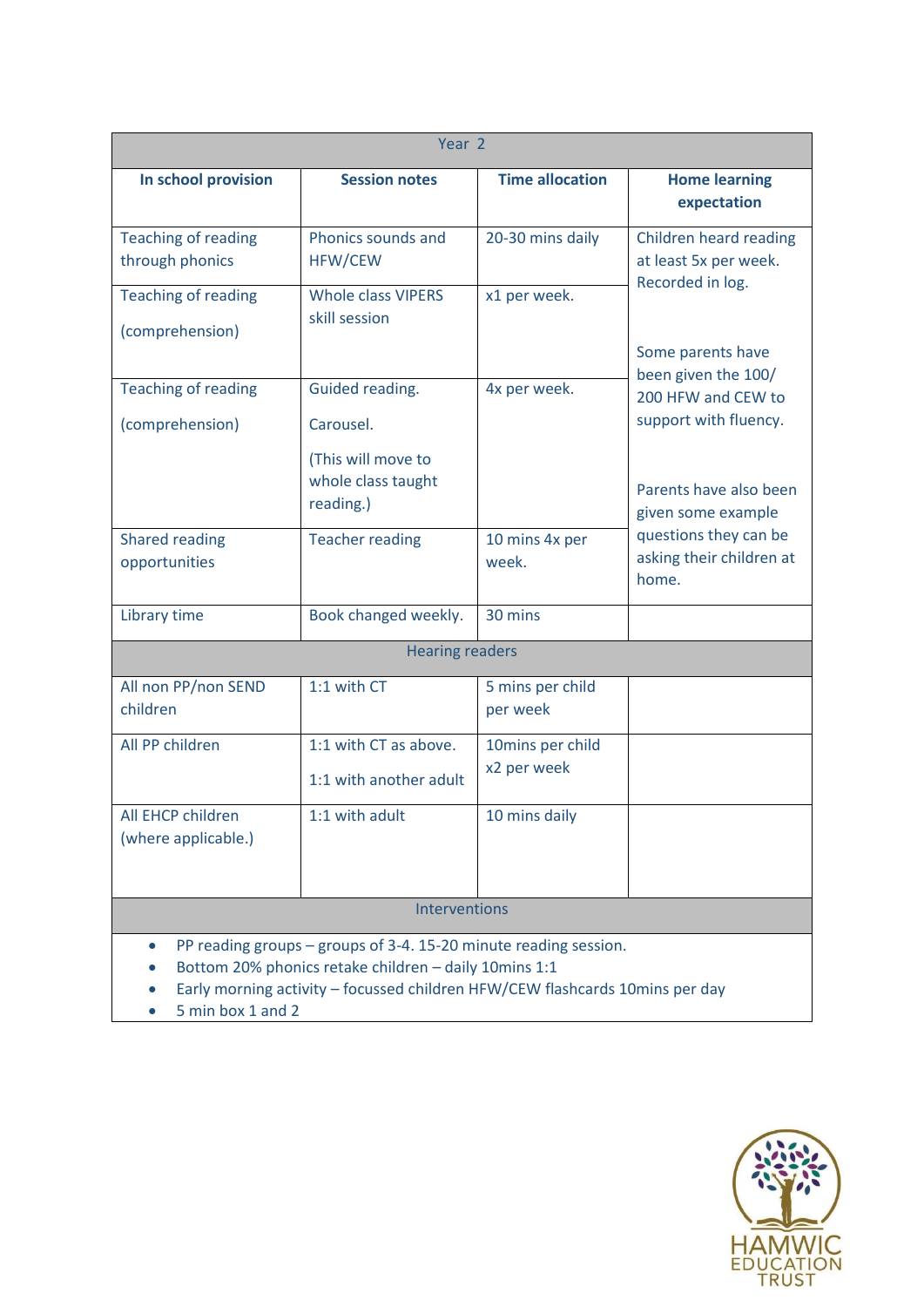| Year 2 | | | |
|---|---|---|---|
| **In school provision** | **Session notes** | **Time allocation** | **Home learning expectation** |
| Teaching of reading through phonics | Phonics sounds and HFW/CEW | 20-30 mins daily | Children heard reading at least 5x per week. Recorded in log.<br><br>Some parents have been given the 100/ 200 HFW and CEW to support with fluency.<br><br>Parents have also been given some example questions they can be asking their children at home. |
| Teaching of reading<br><br>(comprehension) | Whole class VIPERS skill session | x1 per week. | |
| Teaching of reading<br><br>(comprehension) | Guided reading.<br><br>Carousel.<br><br>(This will move to whole class taught reading.) | 4x per week. | |
| Shared reading opportunities | Teacher reading | 10 mins 4x per week. | |
| Library time | Book changed weekly. | 30 mins | |
| Hearing readers | | | |
| All non PP/non SEND children | 1:1 with CT | 5 mins per child per week | |
| All PP children | 1:1 with CT as above.<br><br>1:1 with another adult | 10mins per child x2 per week | |
| All EHCP children (where applicable.) | 1:1 with adult | 10 mins daily | |
| Interventions | | | |
| • PP reading groups – groups of 3-4. 15-20 minute reading session.<br>• Bottom 20% phonics retake children – daily 10mins 1:1<br>• Early morning activity – focussed children HFW/CEW flashcards 10mins per day<br>• 5 min box 1 and 2 | | | |

HAMWIC EDUCATION TRUST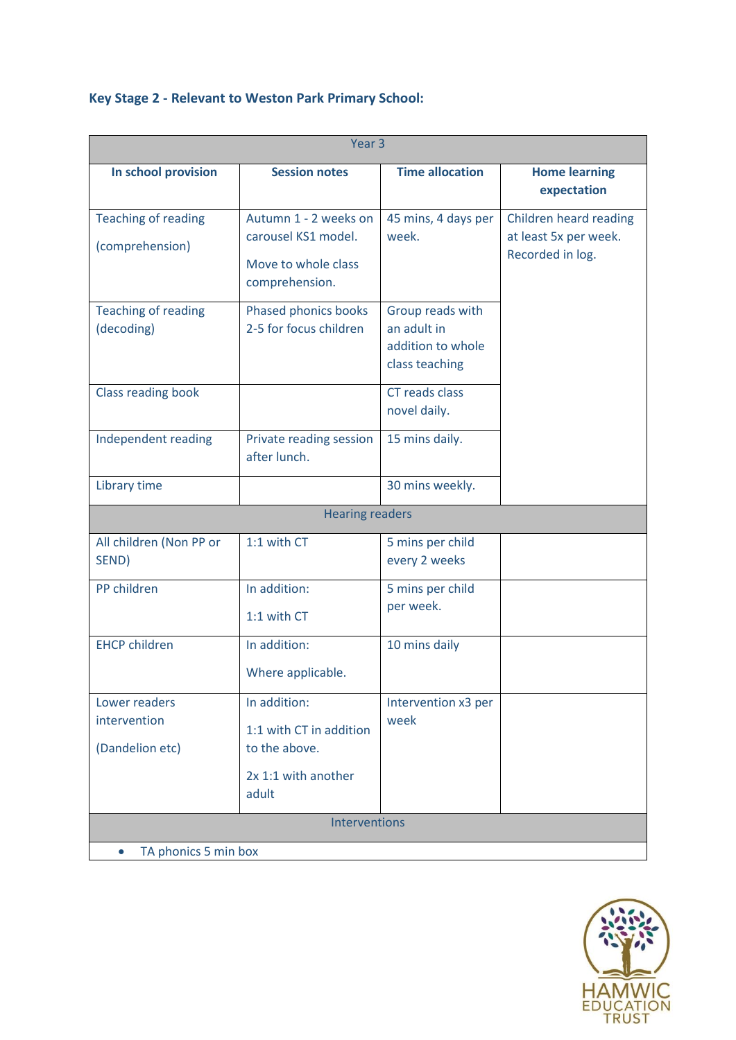### Key Stage 2 - Relevant to Weston Park Primary School:

| Year 3 | | | |
|---|---|---|---|
| **In school provision** | **Session notes** | **Time allocation** | **Home learning expectation** |
| Teaching of reading (comprehension) | Autumn 1 - 2 weeks on carousel KS1 model. Move to whole class comprehension. | 45 mins, 4 days per week. | Children heard reading at least 5x per week. Recorded in log. |
| Teaching of reading (decoding) | Phased phonics books 2-5 for focus children | Group reads with an adult in addition to whole class teaching | |
| Class reading book | | CT reads class novel daily. | |
| Independent reading | Private reading session after lunch. | 15 mins daily. | |
| Library time | | 30 mins weekly. | |
| Hearing readers | | | |
| All children (Non PP or SEND) | 1:1 with CT | 5 mins per child every 2 weeks | |
| PP children | In addition: 1:1 with CT | 5 mins per child per week. | |
| EHCP children | In addition: Where applicable. | 10 mins daily | |
| Lower readers intervention (Dandelion etc) | In addition: 1:1 with CT in addition to the above. 2x 1:1 with another adult | Intervention x3 per week | |
| Interventions | | | |
| • TA phonics 5 min box | | | |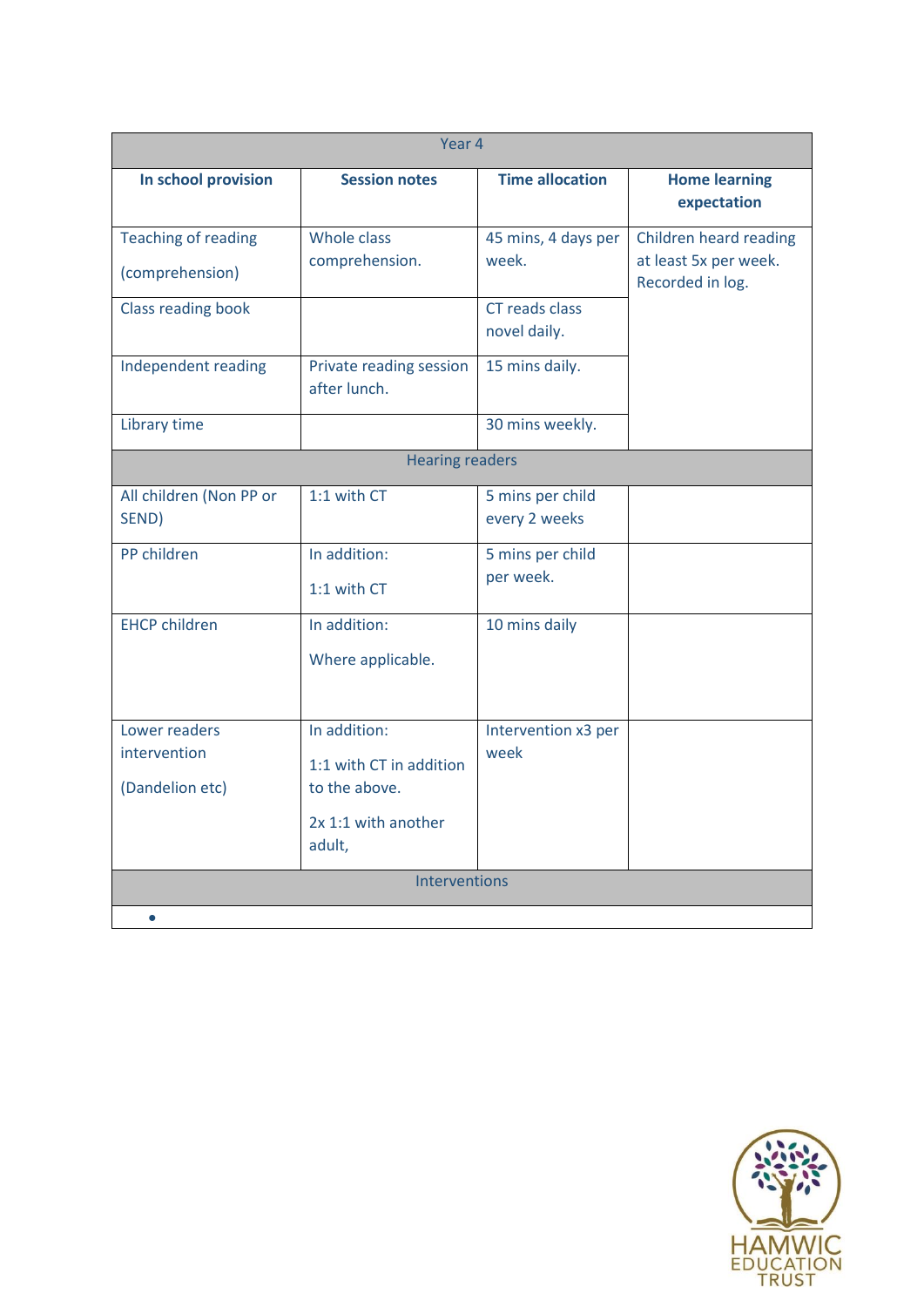| Year 4 | | | |
|---|---|---|---|
| **In school provision** | **Session notes** | **Time allocation** | **Home learning expectation** |
| Teaching of reading<br><br>(comprehension) | Whole class comprehension. | 45 mins, 4 days per week. | Children heard reading at least 5x per week. Recorded in log. |
| Class reading book | | CT reads class novel daily. | |
| Independent reading | Private reading session after lunch. | 15 mins daily. | |
| Library time | | 30 mins weekly. | |
| Hearing readers | | | |
| All children (Non PP or SEND) | 1:1 with CT | 5 mins per child every 2 weeks | |
| PP children | In addition:<br><br>1:1 with CT | 5 mins per child per week. | |
| EHCP children | In addition:<br><br>Where applicable. | 10 mins daily | |
| Lower readers intervention<br><br>(Dandelion etc) | In addition:<br><br>1:1 with CT in addition to the above.<br><br>2x 1:1 with another adult, | Intervention x3 per week | |
| Interventions | | | |
| • | | | |

HAMWIC EDUCATION TRUST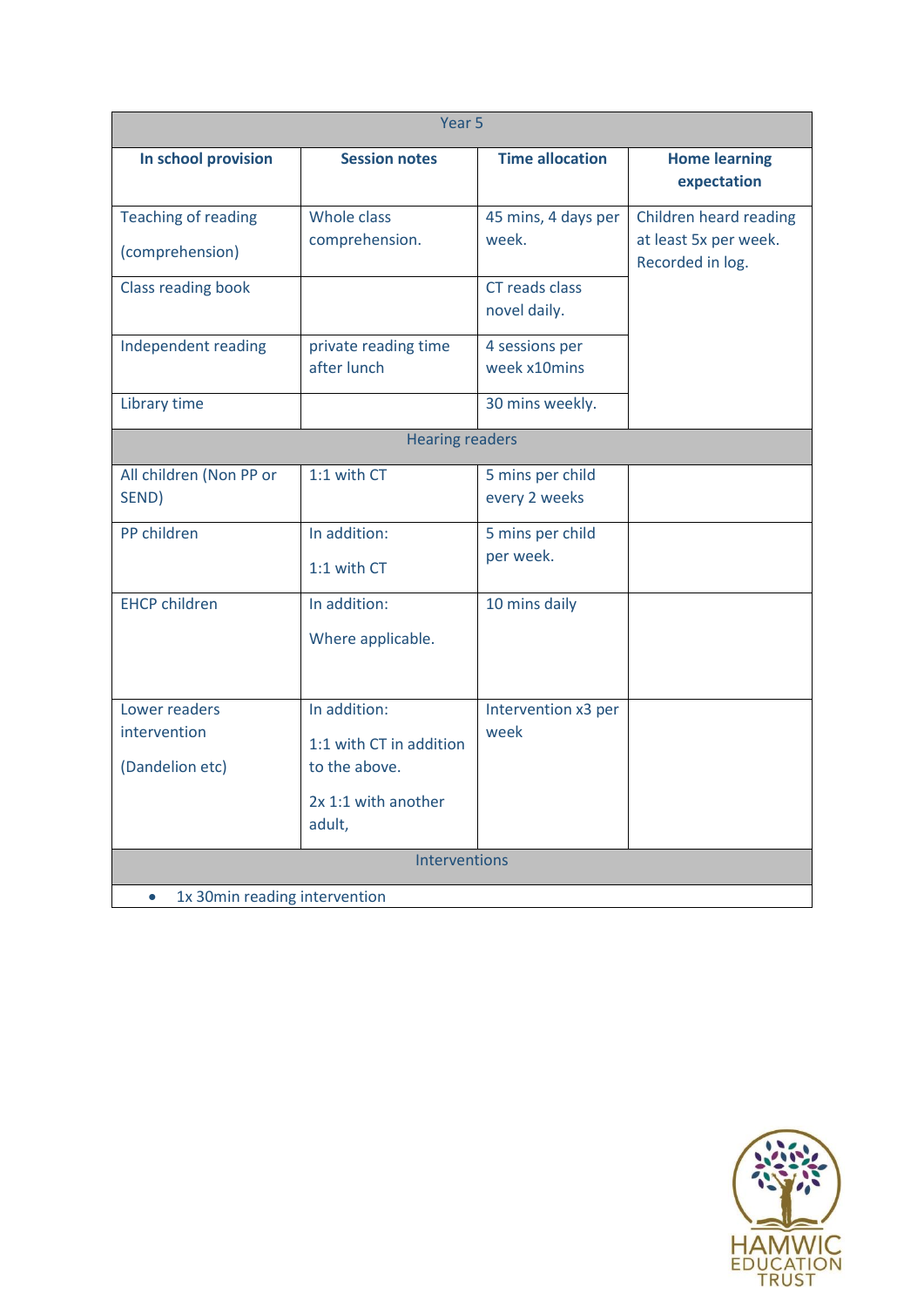| Year 5 | | | |
|---|---|---|---|
| **In school provision** | **Session notes** | **Time allocation** | **Home learning expectation** |
| Teaching of reading<br><br>(comprehension) | Whole class comprehension. | 45 mins, 4 days per week. | Children heard reading at least 5x per week. Recorded in log. |
| Class reading book | | CT reads class novel daily. | |
| Independent reading | private reading time after lunch | 4 sessions per week x10mins | |
| Library time | | 30 mins weekly. | |
| Hearing readers | | | |
| All children (Non PP or SEND) | 1:1 with CT | 5 mins per child every 2 weeks | |
| PP children | In addition:<br><br>1:1 with CT | 5 mins per child per week. | |
| EHCP children | In addition:<br><br>Where applicable. | 10 mins daily | |
| Lower readers intervention<br><br>(Dandelion etc) | In addition:<br><br>1:1 with CT in addition to the above.<br><br>2x 1:1 with another adult, | Intervention x3 per week | |
| Interventions | | | |
| • 1x 30min reading intervention | | | |

HAMWIC EDUCATION TRUST